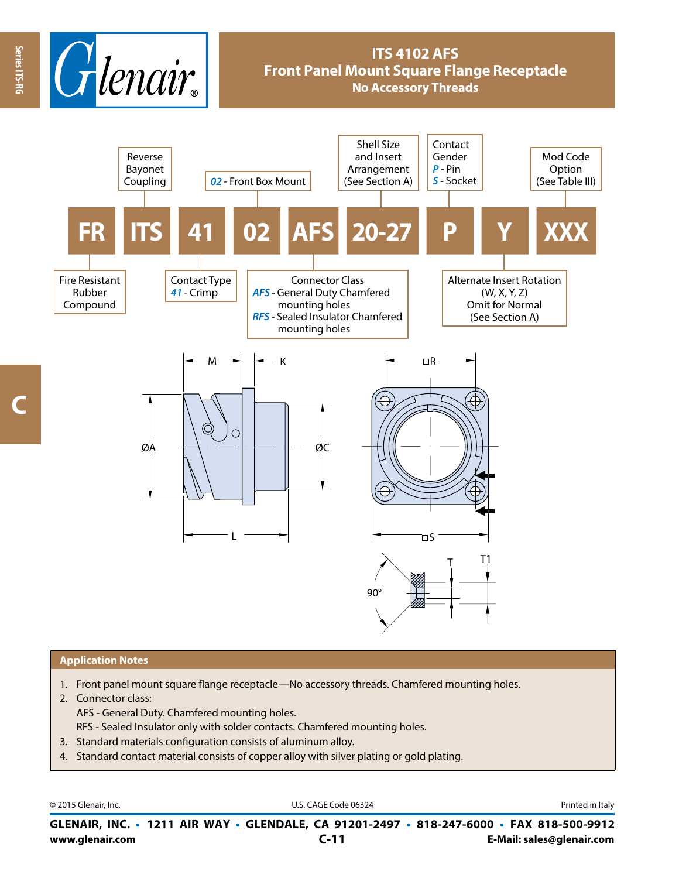# ITS 4102 AFS
## Front Panel Mount Square Flange Receptacle
### No Accessory Threads

| FR | ITS | 41 | 02 | AFS | 20-27 | P | Y | XXX |
|---|---|---|---|---|---|---|---|---|
| Fire Resistant Rubber Compound | Reverse Bayonet Coupling | Contact Type<br>*41* - Crimp | *02* - Front Box Mount | Connector Class<br>*AFS* - General Duty Chamfered mounting holes<br>*RFS* - Sealed Insulator Chamfered mounting holes | Shell Size and Insert Arrangement (See Section A) | Contact Gender<br>*P* - Pin<br>*S* - Socket | Alternate Insert Rotation (W, X, Y, Z) Omit for Normal (See Section A) | Mod Code Option (See Table III) |

M K ØA ØC L □R □S T T1 90°

## Application Notes

1. Front panel mount square flange receptacle—No accessory threads. Chamfered mounting holes.
2. Connector class:
   AFS - General Duty. Chamfered mounting holes.
   RFS - Sealed Insulator only with solder contacts. Chamfered mounting holes.
3. Standard materials configuration consists of aluminum alloy.
4. Standard contact material consists of copper alloy with silver plating or gold plating.

© 2015 Glenair, Inc. U.S. CAGE Code 06324 Printed in Italy

**GLENAIR, INC. • 1211 AIR WAY • GLENDALE, CA 91201-2497 • 818-247-6000 • FAX 818-500-9912**
**www.glenair.com** **E-Mail: sales@glenair.com**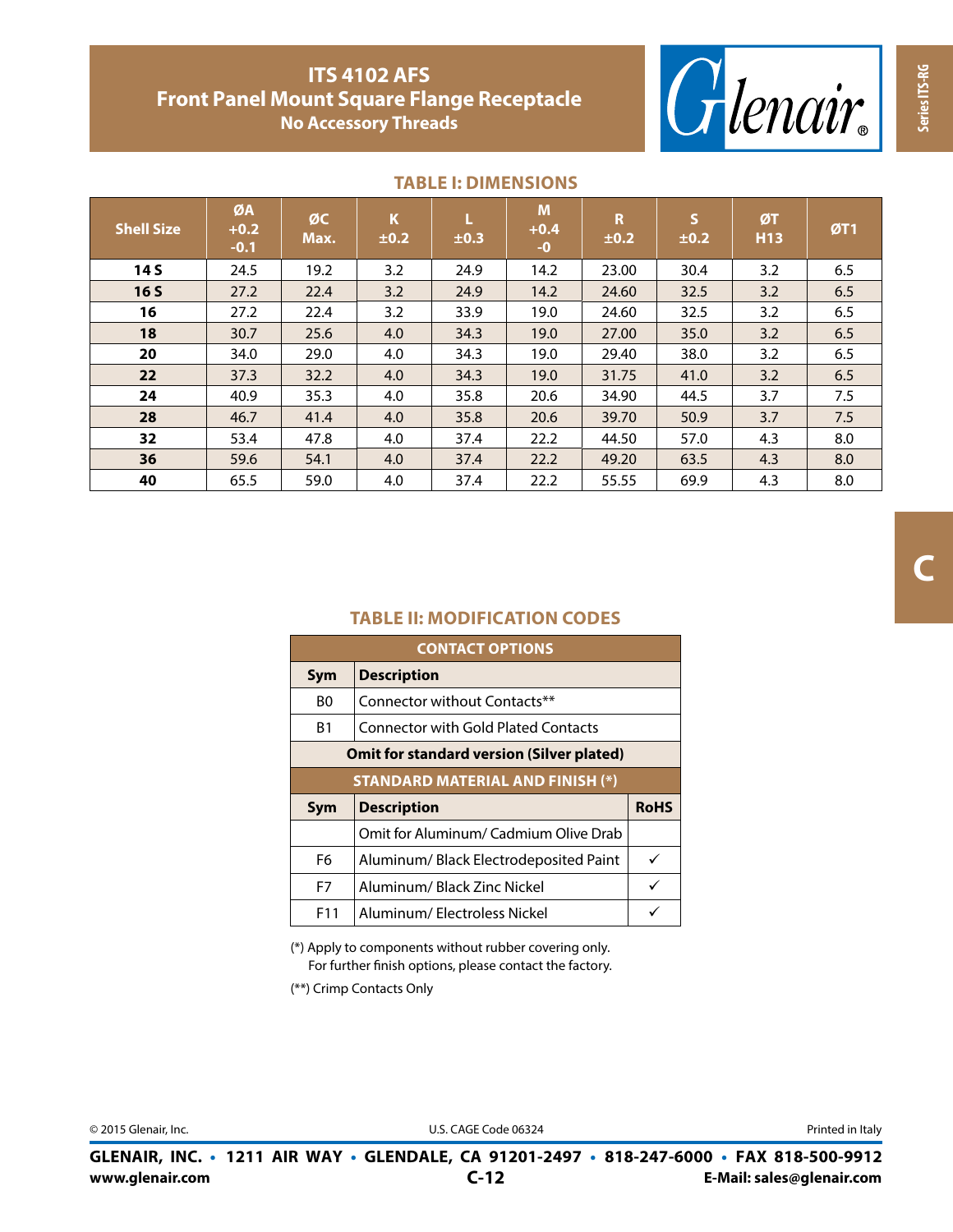# ITS 4102 AFS
## Front Panel Mount Square Flange Receptacle
### No Accessory Threads

## TABLE I: DIMENSIONS

| Shell Size | ØA +0.2 -0.1 | ØC Max. | K ±0.2 | L ±0.3 | M +0.4 -0 | R ±0.2 | S ±0.2 | ØT H13 | ØT1 |
|---|---|---|---|---|---|---|---|---|---|
| **14 S** | 24.5 | 19.2 | 3.2 | 24.9 | 14.2 | 23.00 | 30.4 | 3.2 | 6.5 |
| **16 S** | 27.2 | 22.4 | 3.2 | 24.9 | 14.2 | 24.60 | 32.5 | 3.2 | 6.5 |
| **16** | 27.2 | 22.4 | 3.2 | 33.9 | 19.0 | 24.60 | 32.5 | 3.2 | 6.5 |
| **18** | 30.7 | 25.6 | 4.0 | 34.3 | 19.0 | 27.00 | 35.0 | 3.2 | 6.5 |
| **20** | 34.0 | 29.0 | 4.0 | 34.3 | 19.0 | 29.40 | 38.0 | 3.2 | 6.5 |
| **22** | 37.3 | 32.2 | 4.0 | 34.3 | 19.0 | 31.75 | 41.0 | 3.2 | 6.5 |
| **24** | 40.9 | 35.3 | 4.0 | 35.8 | 20.6 | 34.90 | 44.5 | 3.7 | 7.5 |
| **28** | 46.7 | 41.4 | 4.0 | 35.8 | 20.6 | 39.70 | 50.9 | 3.7 | 7.5 |
| **32** | 53.4 | 47.8 | 4.0 | 37.4 | 22.2 | 44.50 | 57.0 | 4.3 | 8.0 |
| **36** | 59.6 | 54.1 | 4.0 | 37.4 | 22.2 | 49.20 | 63.5 | 4.3 | 8.0 |
| **40** | 65.5 | 59.0 | 4.0 | 37.4 | 22.2 | 55.55 | 69.9 | 4.3 | 8.0 |

## TABLE II: MODIFICATION CODES

| CONTACT OPTIONS | |
|---|---|
| **Sym** | **Description** |
| B0 | Connector without Contacts** |
| B1 | Connector with Gold Plated Contacts |
| **Omit for standard version (Silver plated)** | |

| STANDARD MATERIAL AND FINISH (*) | | |
|---|---|---|
| **Sym** | **Description** | **RoHS** |
| | Omit for Aluminum/ Cadmium Olive Drab | |
| F6 | Aluminum/ Black Electrodeposited Paint | ✓ |
| F7 | Aluminum/ Black Zinc Nickel | ✓ |
| F11 | Aluminum/ Electroless Nickel | ✓ |

(*) Apply to components without rubber covering only.
For further finish options, please contact the factory.

(**) Crimp Contacts Only